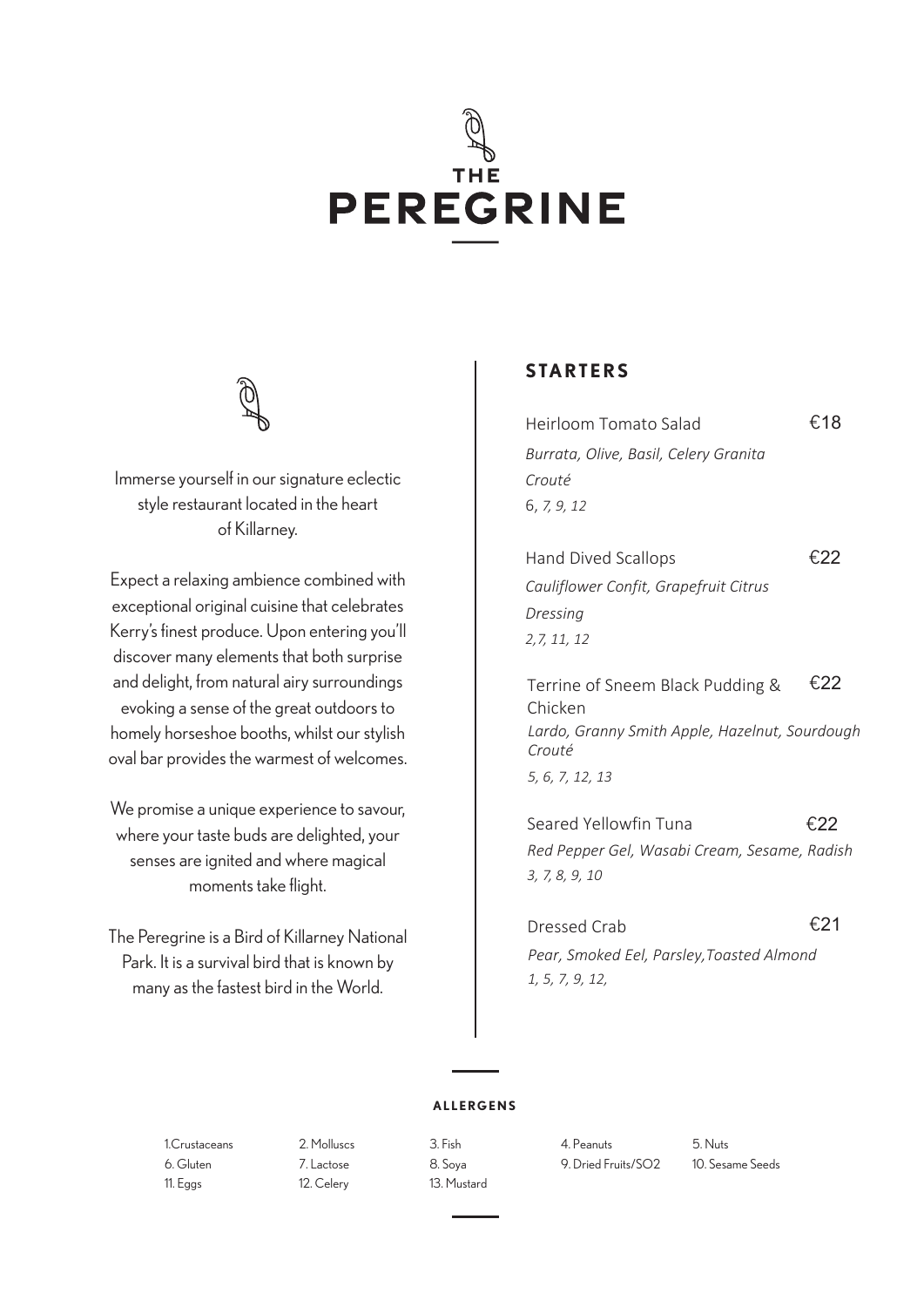# THE PEREGRINE

Immerse yourself in our signature eclectic style restaurant located in the heart of Killarney.

Expect a relaxing ambience combined with exceptional original cuisine that celebrates Kerry's finest produce. Upon entering you'll discover many elements that both surprise and delight, from natural airy surroundings evoking a sense of the great outdoors to homely horseshoe booths, whilst our stylish oval bar provides the warmest of welcomes.

We promise a unique experience to savour, where your taste buds are delighted, your senses are ignited and where magical moments take flight.

The Peregrine is a Bird of Killarney National Park. It is a survival bird that is known by many as the fastest bird in the World.

## STARTERS

Heirloom Tomato Salad €18
*Burrata, Olive, Basil, Celery Granita Crouté*
6, *7, 9, 12*

Hand Dived Scallops €22
*Cauliflower Confit, Grapefruit Citrus Dressing*
*2,7, 11, 12*

Terrine of Sneem Black Pudding & Chicken €22
*Lardo, Granny Smith Apple, Hazelnut, Sourdough Crouté*
*5, 6, 7, 12, 13*

Seared Yellowfin Tuna €22
*Red Pepper Gel, Wasabi Cream, Sesame, Radish*
*3, 7, 8, 9, 10*

Dressed Crab €21
*Pear, Smoked Eel, Parsley,Toasted Almond*
*1, 5, 7, 9, 12,*

**ALLERGENS**

| | | | | |
|---|---|---|---|---|
| 1.Crustaceans | 2. Molluscs | 3. Fish | 4. Peanuts | 5. Nuts |
| 6. Gluten | 7. Lactose | 8. Soya | 9. Dried Fruits/SO2 | 10. Sesame Seeds |
| 11. Eggs | 12. Celery | 13. Mustard | | |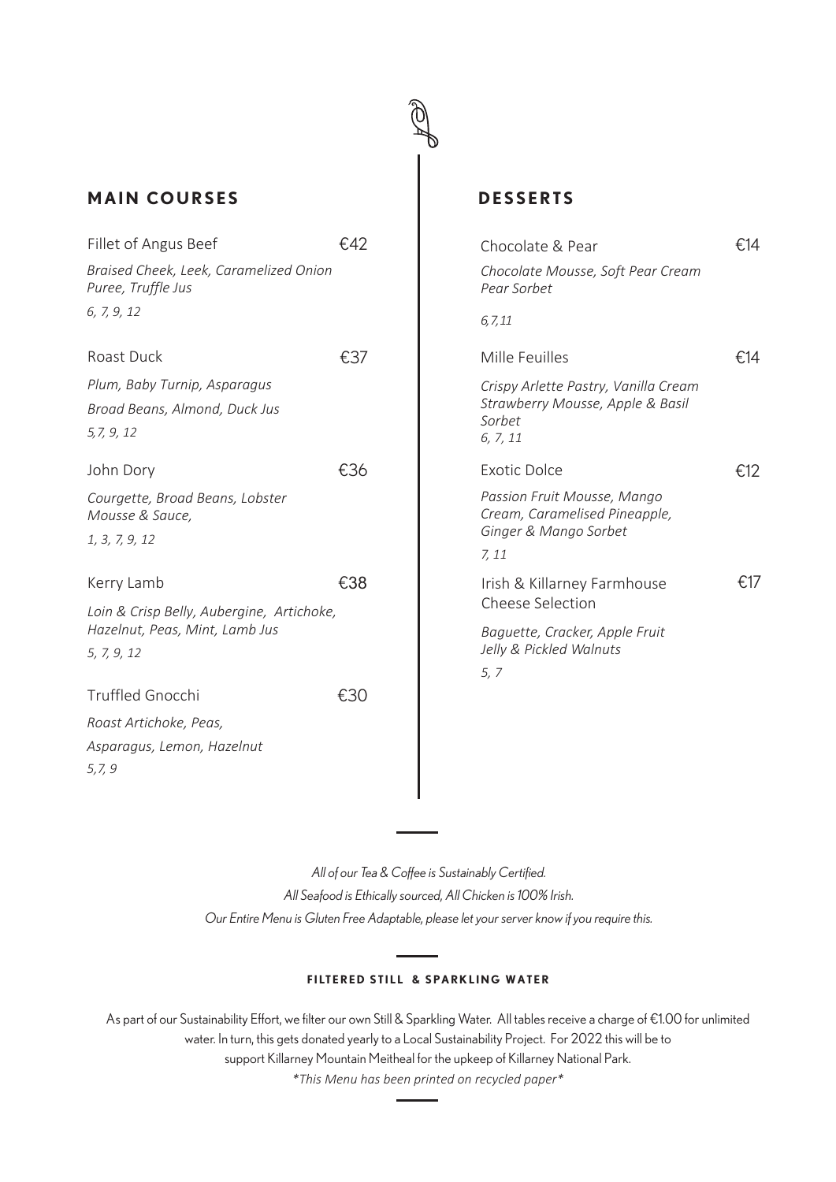## MAIN COURSES

Fillet of Angus Beef €42

*Braised Cheek, Leek, Caramelized Onion Puree, Truffle Jus*

*6, 7, 9, 12*

Roast Duck €37

*Plum, Baby Turnip, Asparagus*

*Broad Beans, Almond, Duck Jus*

*5,7, 9, 12*

John Dory €36

*Courgette, Broad Beans, Lobster Mousse & Sauce,*

*1, 3, 7, 9, 12*

Kerry Lamb €38

*Loin & Crisp Belly, Aubergine, Artichoke, Hazelnut, Peas, Mint, Lamb Jus*

*5, 7, 9, 12*

Truffled Gnocchi €30

*Roast Artichoke, Peas,*

*Asparagus, Lemon, Hazelnut*

*5,7, 9*

## DESSERTS

Chocolate & Pear €14

*Chocolate Mousse, Soft Pear Cream Pear Sorbet*

*6,7,11*

Mille Feuilles €14

*Crispy Arlette Pastry, Vanilla Cream Strawberry Mousse, Apple & Basil Sorbet*

*6, 7, 11*

Exotic Dolce €12

*Passion Fruit Mousse, Mango Cream, Caramelised Pineapple, Ginger & Mango Sorbet*

*7, 11*

Irish & Killarney Farmhouse Cheese Selection €17

*Baguette, Cracker, Apple Fruit Jelly & Pickled Walnuts*

*5, 7*

---

*All of our Tea & Coffee is Sustainably Certified.*

*All Seafood is Ethically sourced, All Chicken is 100% Irish.*

*Our Entire Menu is Gluten Free Adaptable, please let your server know if you require this.*

---

**FILTERED STILL & SPARKLING WATER**

As part of our Sustainability Effort, we filter our own Still & Sparkling Water. All tables receive a charge of €1.00 for unlimited water. In turn, this gets donated yearly to a Local Sustainability Project. For 2022 this will be to support Killarney Mountain Meitheal for the upkeep of Killarney National Park.

*\*This Menu has been printed on recycled paper\**